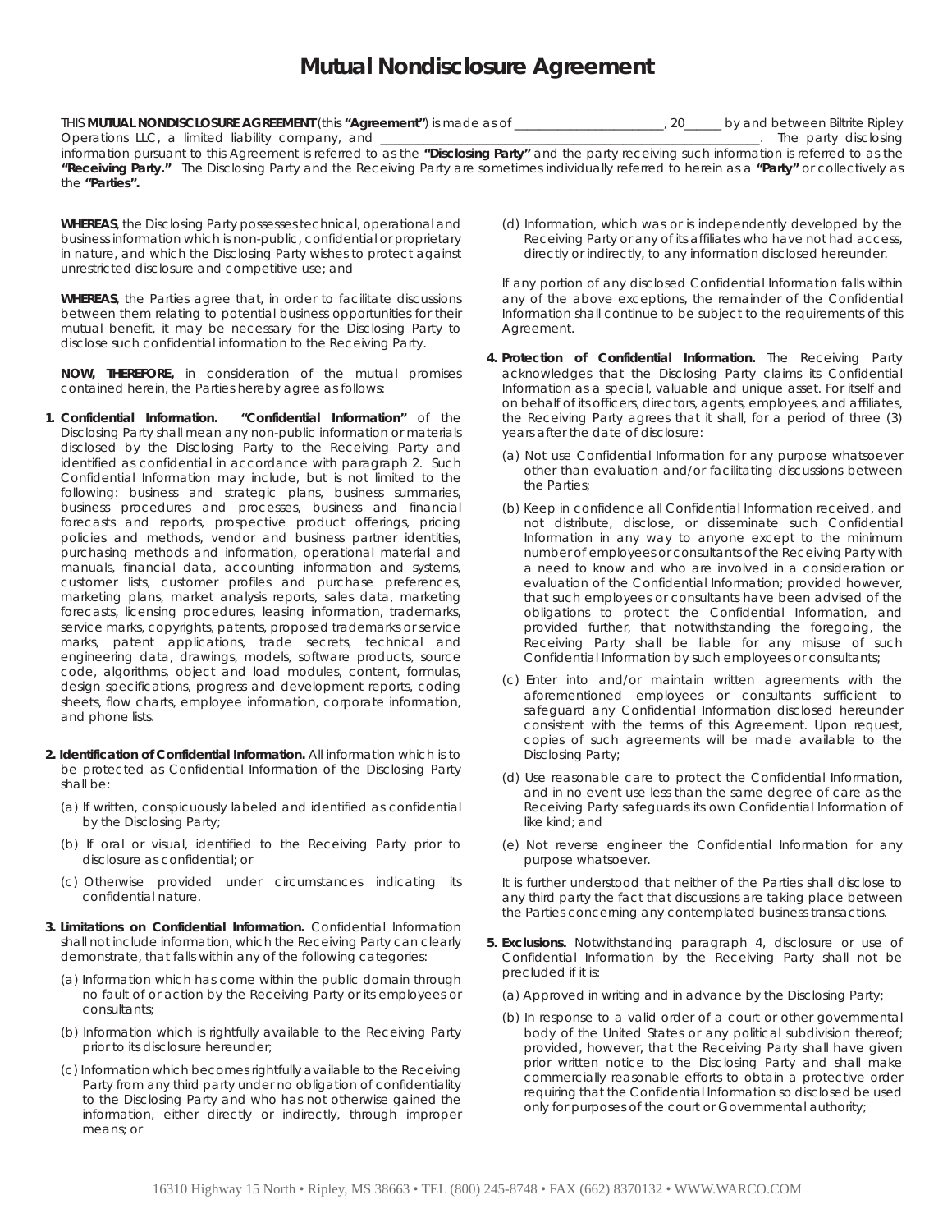# Mutual Nondisclosure Agreement

THIS **MUTUAL NONDISCLOSURE AGREEMENT** (this **"Agreement"**) is made as of ________________________, 20______ by and between Biltrite Ripley Operations LLC, a limited liability company, and ____________________________________________________________. The party disclosing information pursuant to this Agreement is referred to as the **"Disclosing Party"** and the party receiving such information is referred to as the **"Receiving Party."** The Disclosing Party and the Receiving Party are sometimes individually referred to herein as a **"Party"** or collectively as the **"Parties".**

**WHEREAS**, the Disclosing Party possesses technical, operational and business information which is non-public, confidential or proprietary in nature, and which the Disclosing Party wishes to protect against unrestricted disclosure and competitive use; and

**WHEREAS**, the Parties agree that, in order to facilitate discussions between them relating to potential business opportunities for their mutual benefit, it may be necessary for the Disclosing Party to disclose such confidential information to the Receiving Party.

**NOW, THEREFORE,** in consideration of the mutual promises contained herein, the Parties hereby agree as follows:

**1. Confidential Information.** **"Confidential Information"** of the Disclosing Party shall mean any non-public information or materials disclosed by the Disclosing Party to the Receiving Party and identified as confidential in accordance with paragraph 2. Such Confidential Information may include, but is not limited to the following: business and strategic plans, business summaries, business procedures and processes, business and financial forecasts and reports, prospective product offerings, pricing policies and methods, vendor and business partner identities, purchasing methods and information, operational material and manuals, financial data, accounting information and systems, customer lists, customer profiles and purchase preferences, marketing plans, market analysis reports, sales data, marketing forecasts, licensing procedures, leasing information, trademarks, service marks, copyrights, patents, proposed trademarks or service marks, patent applications, trade secrets, technical and engineering data, drawings, models, software products, source code, algorithms, object and load modules, content, formulas, design specifications, progress and development reports, coding sheets, flow charts, employee information, corporate information, and phone lists.

**2. Identification of Confidential Information.** All information which is to be protected as Confidential Information of the Disclosing Party shall be:

(a) If written, conspicuously labeled and identified as confidential by the Disclosing Party;

(b) If oral or visual, identified to the Receiving Party prior to disclosure as confidential; or

(c) Otherwise provided under circumstances indicating its confidential nature.

**3. Limitations on Confidential Information.** Confidential Information shall not include information, which the Receiving Party can clearly demonstrate, that falls within any of the following categories:

(a) Information which has come within the public domain through no fault of or action by the Receiving Party or its employees or consultants;

(b) Information which is rightfully available to the Receiving Party prior to its disclosure hereunder;

(c) Information which becomes rightfully available to the Receiving Party from any third party under no obligation of confidentiality to the Disclosing Party and who has not otherwise gained the information, either directly or indirectly, through improper means; or

(d) Information, which was or is independently developed by the Receiving Party or any of its affiliates who have not had access, directly or indirectly, to any information disclosed hereunder.

If any portion of any disclosed Confidential Information falls within any of the above exceptions, the remainder of the Confidential Information shall continue to be subject to the requirements of this Agreement.

**4. Protection of Confidential Information.** The Receiving Party acknowledges that the Disclosing Party claims its Confidential Information as a special, valuable and unique asset. For itself and on behalf of its officers, directors, agents, employees, and affiliates, the Receiving Party agrees that it shall, for a period of three (3) years after the date of disclosure:

(a) Not use Confidential Information for any purpose whatsoever other than evaluation and/or facilitating discussions between the Parties;

(b) Keep in confidence all Confidential Information received, and not distribute, disclose, or disseminate such Confidential Information in any way to anyone except to the minimum number of employees or consultants of the Receiving Party with a need to know and who are involved in a consideration or evaluation of the Confidential Information; provided however, that such employees or consultants have been advised of the obligations to protect the Confidential Information, and provided further, that notwithstanding the foregoing, the Receiving Party shall be liable for any misuse of such Confidential Information by such employees or consultants;

(c) Enter into and/or maintain written agreements with the aforementioned employees or consultants sufficient to safeguard any Confidential Information disclosed hereunder consistent with the terms of this Agreement. Upon request, copies of such agreements will be made available to the Disclosing Party;

(d) Use reasonable care to protect the Confidential Information, and in no event use less than the same degree of care as the Receiving Party safeguards its own Confidential Information of like kind; and

(e) Not reverse engineer the Confidential Information for any purpose whatsoever.

It is further understood that neither of the Parties shall disclose to any third party the fact that discussions are taking place between the Parties concerning any contemplated business transactions.

**5. Exclusions.** Notwithstanding paragraph 4, disclosure or use of Confidential Information by the Receiving Party shall not be precluded if it is:

(a) Approved in writing and in advance by the Disclosing Party;

(b) In response to a valid order of a court or other governmental body of the United States or any political subdivision thereof; provided, however, that the Receiving Party shall have given prior written notice to the Disclosing Party and shall make commercially reasonable efforts to obtain a protective order requiring that the Confidential Information so disclosed be used only for purposes of the court or Governmental authority;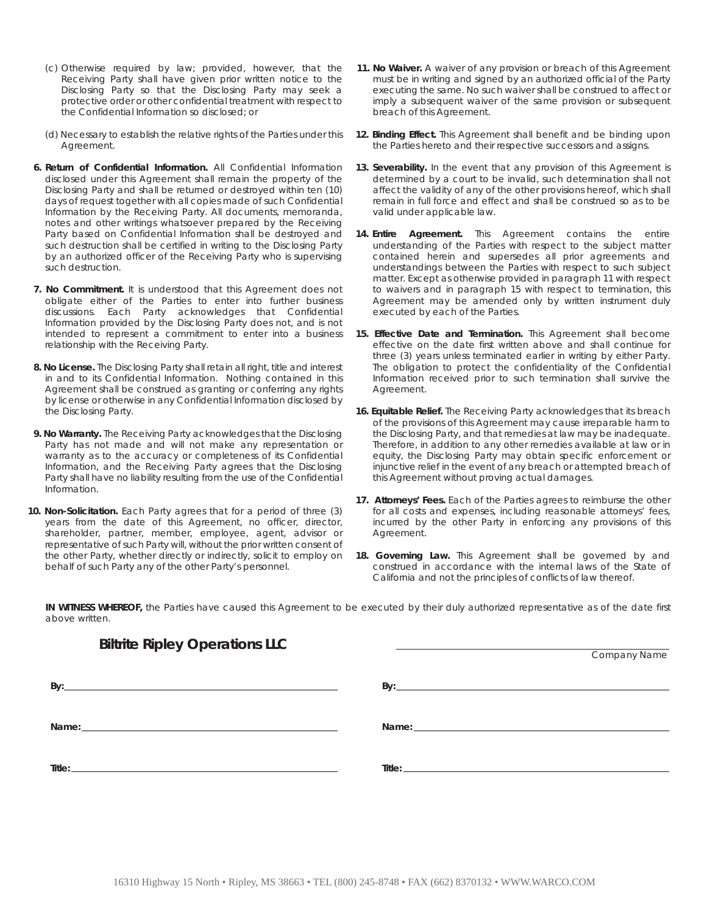(c) Otherwise required by law; provided, however, that the Receiving Party shall have given prior written notice to the Disclosing Party so that the Disclosing Party may seek a protective order or other confidential treatment with respect to the Confidential Information so disclosed; or

(d) Necessary to establish the relative rights of the Parties under this Agreement.

6. **Return of Confidential Information.** All Confidential Information disclosed under this Agreement shall remain the property of the Disclosing Party and shall be returned or destroyed within ten (10) days of request together with all copies made of such Confidential Information by the Receiving Party. All documents, memoranda, notes and other writings whatsoever prepared by the Receiving Party based on Confidential Information shall be destroyed and such destruction shall be certified in writing to the Disclosing Party by an authorized officer of the Receiving Party who is supervising such destruction.

7. **No Commitment.** It is understood that this Agreement does not obligate either of the Parties to enter into further business discussions. Each Party acknowledges that Confidential Information provided by the Disclosing Party does not, and is not intended to represent a commitment to enter into a business relationship with the Receiving Party.

8. **No License.** The Disclosing Party shall retain all right, title and interest in and to its Confidential Information. Nothing contained in this Agreement shall be construed as granting or conferring any rights by license or otherwise in any Confidential Information disclosed by the Disclosing Party.

9. **No Warranty.** The Receiving Party acknowledges that the Disclosing Party has not made and will not make any representation or warranty as to the accuracy or completeness of its Confidential Information, and the Receiving Party agrees that the Disclosing Party shall have no liability resulting from the use of the Confidential Information.

10. **Non-Solicitation.** Each Party agrees that for a period of three (3) years from the date of this Agreement, no officer, director, shareholder, partner, member, employee, agent, advisor or representative of such Party will, without the prior written consent of the other Party, whether directly or indirectly, solicit to employ on behalf of such Party any of the other Party's personnel.

11. **No Waiver.** A waiver of any provision or breach of this Agreement must be in writing and signed by an authorized official of the Party executing the same. No such waiver shall be construed to affect or imply a subsequent waiver of the same provision or subsequent breach of this Agreement.

12. **Binding Effect.** This Agreement shall benefit and be binding upon the Parties hereto and their respective successors and assigns.

13. **Severability.** In the event that any provision of this Agreement is determined by a court to be invalid, such determination shall not affect the validity of any of the other provisions hereof, which shall remain in full force and effect and shall be construed so as to be valid under applicable law.

14. **Entire Agreement.** This Agreement contains the entire understanding of the Parties with respect to the subject matter contained herein and supersedes all prior agreements and understandings between the Parties with respect to such subject matter. Except as otherwise provided in paragraph 11 with respect to waivers and in paragraph 15 with respect to termination, this Agreement may be amended only by written instrument duly executed by each of the Parties.

15. **Effective Date and Termination.** This Agreement shall become effective on the date first written above and shall continue for three (3) years unless terminated earlier in writing by either Party. The obligation to protect the confidentiality of the Confidential Information received prior to such termination shall survive the Agreement.

16. **Equitable Relief.** The Receiving Party acknowledges that its breach of the provisions of this Agreement may cause irreparable harm to the Disclosing Party, and that remedies at law may be inadequate. Therefore, in addition to any other remedies available at law or in equity, the Disclosing Party may obtain specific enforcement or injunctive relief in the event of any breach or attempted breach of this Agreement without proving actual damages.

17. **Attorneys' Fees.** Each of the Parties agrees to reimburse the other for all costs and expenses, including reasonable attorneys' fees, incurred by the other Party in enforcing any provisions of this Agreement.

18. **Governing Law.** This Agreement shall be governed by and construed in accordance with the internal laws of the State of California and not the principles of conflicts of law thereof.

**IN WITNESS WHEREOF,** the Parties have caused this Agreement to be executed by their duly authorized representative as of the date first above written.

**Biltrite Ripley Operations LLC**

**By:** ______________________________

**Name:** ______________________________

**Title:** ______________________________

______________________________
Company Name

**By:** ______________________________

**Name:** ______________________________

**Title:** ______________________________

16310 Highway 15 North • Ripley, MS 38663 • TEL (800) 245-8748 • FAX (662) 8370132 • WWW.WARCO.COM